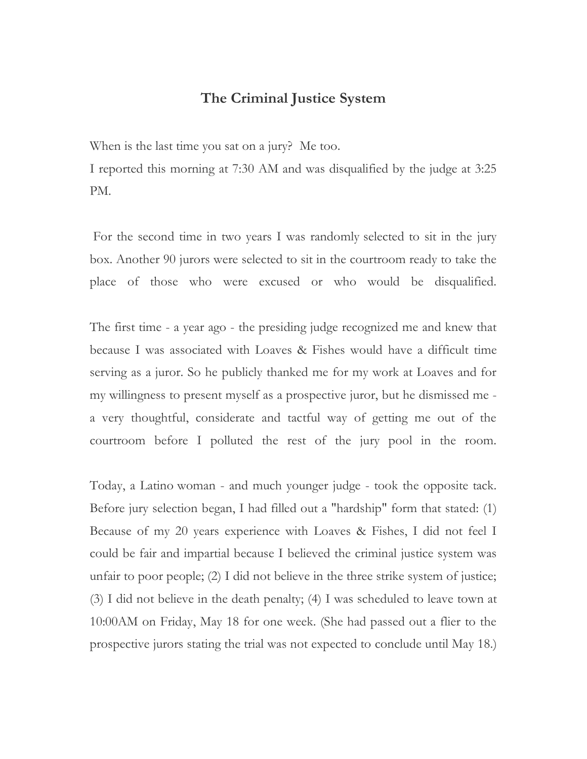# The Criminal Justice System

When is the last time you sat on a jury? Me too.
I reported this morning at 7:30 AM and was disqualified by the judge at 3:25 PM.

For the second time in two years I was randomly selected to sit in the jury box. Another 90 jurors were selected to sit in the courtroom ready to take the place of those who were excused or who would be disqualified.

The first time - a year ago - the presiding judge recognized me and knew that because I was associated with Loaves & Fishes would have a difficult time serving as a juror. So he publicly thanked me for my work at Loaves and for my willingness to present myself as a prospective juror, but he dismissed me - a very thoughtful, considerate and tactful way of getting me out of the courtroom before I polluted the rest of the jury pool in the room.

Today, a Latino woman - and much younger judge - took the opposite tack. Before jury selection began, I had filled out a "hardship" form that stated: (1) Because of my 20 years experience with Loaves & Fishes, I did not feel I could be fair and impartial because I believed the criminal justice system was unfair to poor people; (2) I did not believe in the three strike system of justice; (3) I did not believe in the death penalty; (4) I was scheduled to leave town at 10:00AM on Friday, May 18 for one week. (She had passed out a flier to the prospective jurors stating the trial was not expected to conclude until May 18.)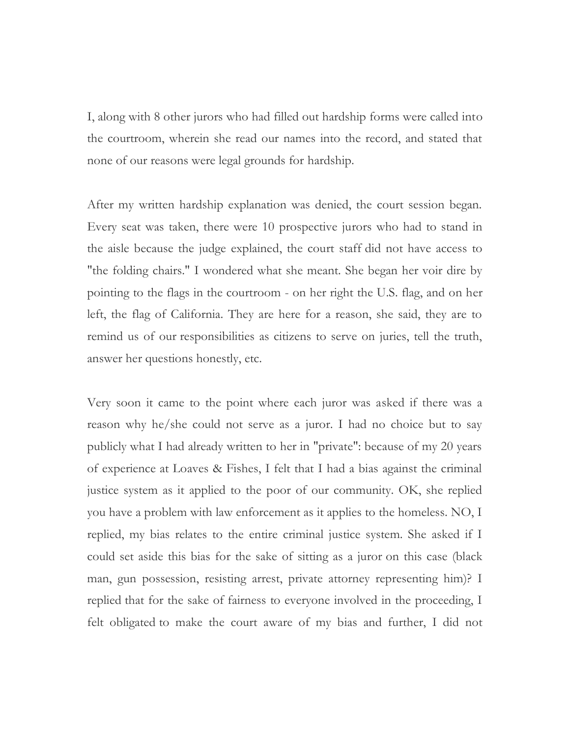I, along with 8 other jurors who had filled out hardship forms were called into the courtroom, wherein she read our names into the record, and stated that none of our reasons were legal grounds for hardship.

After my written hardship explanation was denied, the court session began. Every seat was taken, there were 10 prospective jurors who had to stand in the aisle because the judge explained, the court staff did not have access to "the folding chairs." I wondered what she meant. She began her voir dire by pointing to the flags in the courtroom - on her right the U.S. flag, and on her left, the flag of California. They are here for a reason, she said, they are to remind us of our responsibilities as citizens to serve on juries, tell the truth, answer her questions honestly, etc.

Very soon it came to the point where each juror was asked if there was a reason why he/she could not serve as a juror. I had no choice but to say publicly what I had already written to her in "private": because of my 20 years of experience at Loaves & Fishes, I felt that I had a bias against the criminal justice system as it applied to the poor of our community. OK, she replied you have a problem with law enforcement as it applies to the homeless. NO, I replied, my bias relates to the entire criminal justice system. She asked if I could set aside this bias for the sake of sitting as a juror on this case (black man, gun possession, resisting arrest, private attorney representing him)? I replied that for the sake of fairness to everyone involved in the proceeding, I felt obligated to make the court aware of my bias and further, I did not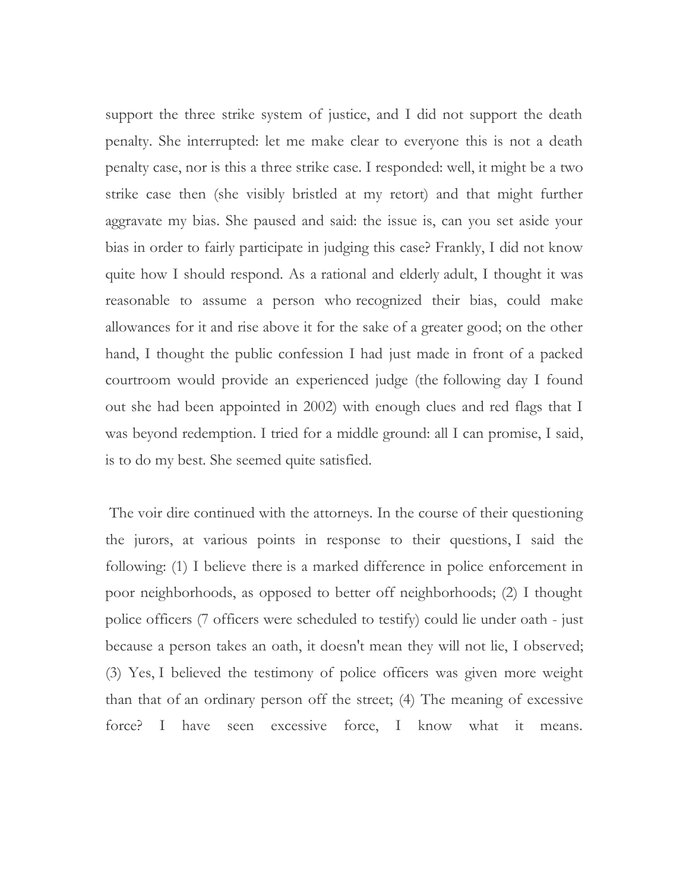support the three strike system of justice, and I did not support the death penalty. She interrupted: let me make clear to everyone this is not a death penalty case, nor is this a three strike case. I responded: well, it might be a two strike case then (she visibly bristled at my retort) and that might further aggravate my bias. She paused and said: the issue is, can you set aside your bias in order to fairly participate in judging this case? Frankly, I did not know quite how I should respond. As a rational and elderly adult, I thought it was reasonable to assume a person who recognized their bias, could make allowances for it and rise above it for the sake of a greater good; on the other hand, I thought the public confession I had just made in front of a packed courtroom would provide an experienced judge (the following day I found out she had been appointed in 2002) with enough clues and red flags that I was beyond redemption. I tried for a middle ground: all I can promise, I said, is to do my best. She seemed quite satisfied.

The voir dire continued with the attorneys. In the course of their questioning the jurors, at various points in response to their questions, I said the following: (1) I believe there is a marked difference in police enforcement in poor neighborhoods, as opposed to better off neighborhoods; (2) I thought police officers (7 officers were scheduled to testify) could lie under oath - just because a person takes an oath, it doesn't mean they will not lie, I observed; (3) Yes, I believed the testimony of police officers was given more weight than that of an ordinary person off the street; (4) The meaning of excessive force? I have seen excessive force, I know what it means.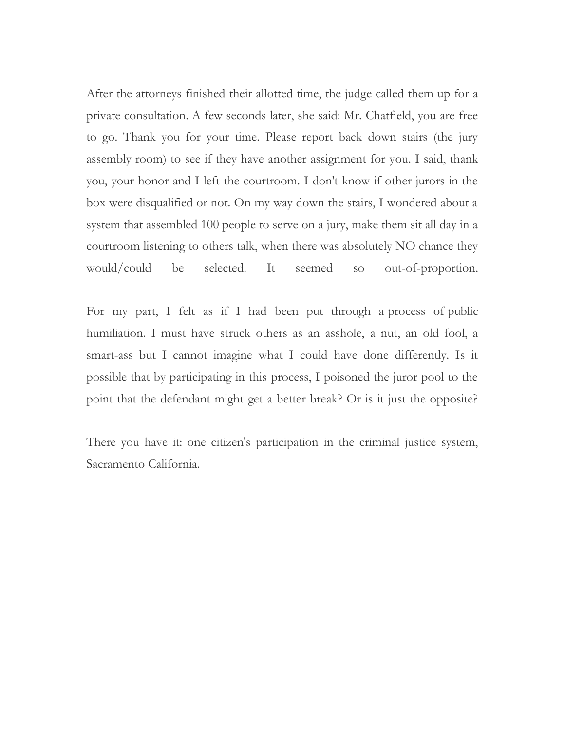After the attorneys finished their allotted time, the judge called them up for a private consultation. A few seconds later, she said: Mr. Chatfield, you are free to go. Thank you for your time. Please report back down stairs (the jury assembly room) to see if they have another assignment for you. I said, thank you, your honor and I left the courtroom. I don't know if other jurors in the box were disqualified or not. On my way down the stairs, I wondered about a system that assembled 100 people to serve on a jury, make them sit all day in a courtroom listening to others talk, when there was absolutely NO chance they would/could be selected. It seemed so out-of-proportion.

For my part, I felt as if I had been put through a process of public humiliation. I must have struck others as an asshole, a nut, an old fool, a smart-ass but I cannot imagine what I could have done differently. Is it possible that by participating in this process, I poisoned the juror pool to the point that the defendant might get a better break? Or is it just the opposite?

There you have it: one citizen's participation in the criminal justice system, Sacramento California.